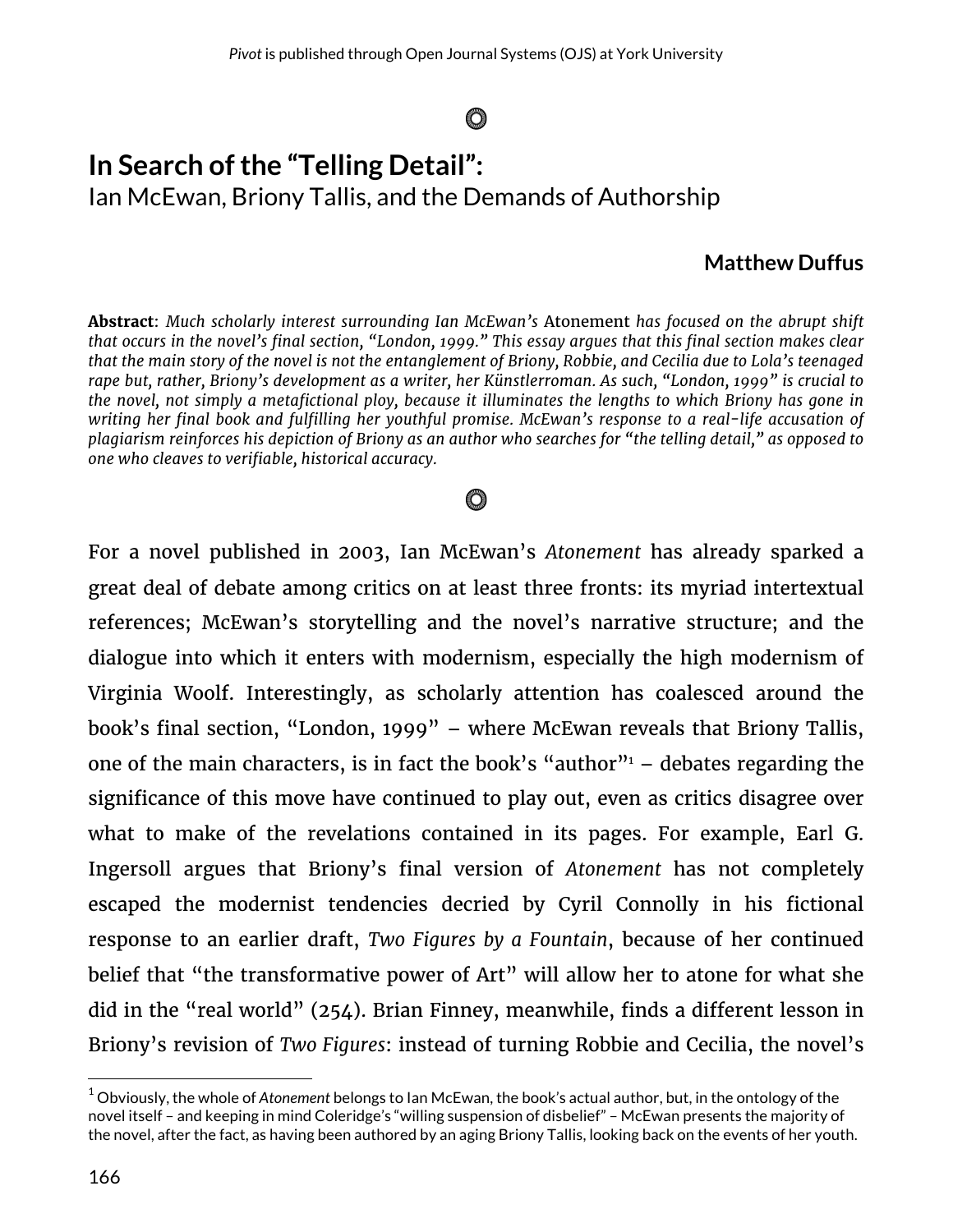# In Search of the "Telling Detail":

## Ian McEwan, Briony Tallis, and the Demands of Authorship

**Matthew Duffus**

**Abstract**: *Much scholarly interest surrounding Ian McEwan's* Atonement *has focused on the abrupt shift that occurs in the novel's final section, "London, 1999." This essay argues that this final section makes clear that the main story of the novel is not the entanglement of Briony, Robbie, and Cecilia due to Lola's teenaged rape but, rather, Briony's development as a writer, her Künstlerroman. As such, "London, 1999" is crucial to the novel, not simply a metafictional ploy, because it illuminates the lengths to which Briony has gone in writing her final book and fulfilling her youthful promise. McEwan's response to a real-life accusation of plagiarism reinforces his depiction of Briony as an author who searches for "the telling detail," as opposed to one who cleaves to verifiable, historical accuracy.*

For a novel published in 2003, Ian McEwan's *Atonement* has already sparked a great deal of debate among critics on at least three fronts: its myriad intertextual references; McEwan's storytelling and the novel's narrative structure; and the dialogue into which it enters with modernism, especially the high modernism of Virginia Woolf. Interestingly, as scholarly attention has coalesced around the book's final section, "London, 1999" – where McEwan reveals that Briony Tallis, one of the main characters, is in fact the book's "author"[1] – debates regarding the significance of this move have continued to play out, even as critics disagree over what to make of the revelations contained in its pages. For example, Earl G. Ingersoll argues that Briony's final version of *Atonement* has not completely escaped the modernist tendencies decried by Cyril Connolly in his fictional response to an earlier draft, *Two Figures by a Fountain*, because of her continued belief that "the transformative power of Art" will allow her to atone for what she did in the "real world" (254). Brian Finney, meanwhile, finds a different lesson in Briony's revision of *Two Figures*: instead of turning Robbie and Cecilia, the novel's

[1] Obviously, the whole of *Atonement* belongs to Ian McEwan, the book's actual author, but, in the ontology of the novel itself – and keeping in mind Coleridge's "willing suspension of disbelief" – McEwan presents the majority of the novel, after the fact, as having been authored by an aging Briony Tallis, looking back on the events of her youth.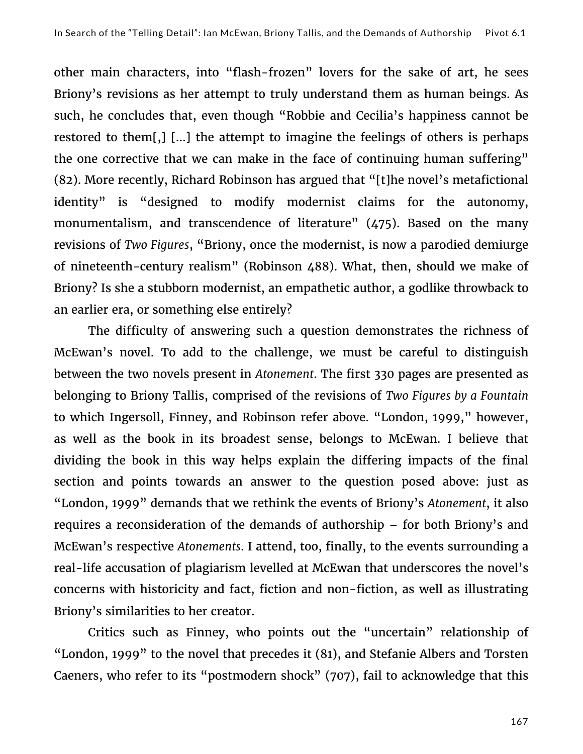other main characters, into "flash-frozen" lovers for the sake of art, he sees Briony's revisions as her attempt to truly understand them as human beings. As such, he concludes that, even though "Robbie and Cecilia's happiness cannot be restored to them[,] [...] the attempt to imagine the feelings of others is perhaps the one corrective that we can make in the face of continuing human suffering" (82). More recently, Richard Robinson has argued that "[t]he novel's metafictional identity" is "designed to modify modernist claims for the autonomy, monumentalism, and transcendence of literature" (475). Based on the many revisions of *Two Figures*, "Briony, once the modernist, is now a parodied demiurge of nineteenth-century realism" (Robinson 488). What, then, should we make of Briony? Is she a stubborn modernist, an empathetic author, a godlike throwback to an earlier era, or something else entirely?

The difficulty of answering such a question demonstrates the richness of McEwan's novel. To add to the challenge, we must be careful to distinguish between the two novels present in *Atonement*. The first 330 pages are presented as belonging to Briony Tallis, comprised of the revisions of *Two Figures by a Fountain* to which Ingersoll, Finney, and Robinson refer above. "London, 1999," however, as well as the book in its broadest sense, belongs to McEwan. I believe that dividing the book in this way helps explain the differing impacts of the final section and points towards an answer to the question posed above: just as "London, 1999" demands that we rethink the events of Briony's *Atonement*, it also requires a reconsideration of the demands of authorship – for both Briony's and McEwan's respective *Atonements*. I attend, too, finally, to the events surrounding a real-life accusation of plagiarism levelled at McEwan that underscores the novel's concerns with historicity and fact, fiction and non-fiction, as well as illustrating Briony's similarities to her creator.

Critics such as Finney, who points out the "uncertain" relationship of "London, 1999" to the novel that precedes it (81), and Stefanie Albers and Torsten Caeners, who refer to its "postmodern shock" (707), fail to acknowledge that this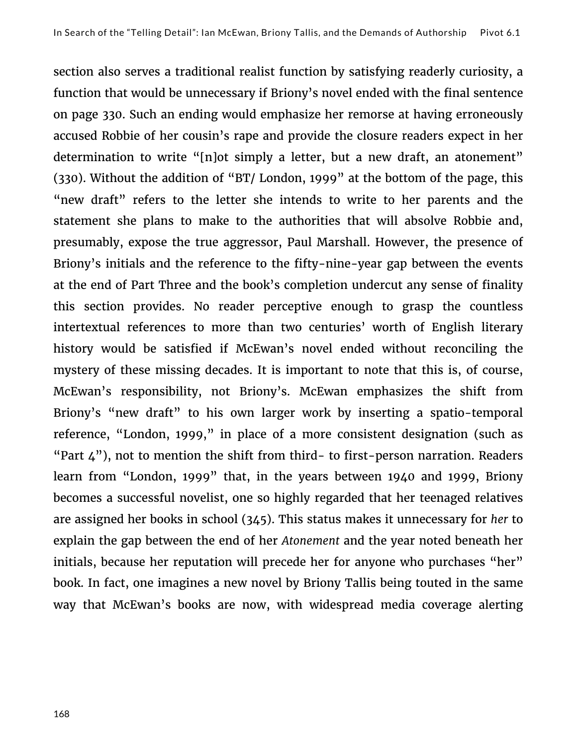section also serves a traditional realist function by satisfying readerly curiosity, a function that would be unnecessary if Briony's novel ended with the final sentence on page 330. Such an ending would emphasize her remorse at having erroneously accused Robbie of her cousin's rape and provide the closure readers expect in her determination to write "[n]ot simply a letter, but a new draft, an atonement" (330). Without the addition of "BT/ London, 1999" at the bottom of the page, this "new draft" refers to the letter she intends to write to her parents and the statement she plans to make to the authorities that will absolve Robbie and, presumably, expose the true aggressor, Paul Marshall. However, the presence of Briony's initials and the reference to the fifty-nine-year gap between the events at the end of Part Three and the book's completion undercut any sense of finality this section provides. No reader perceptive enough to grasp the countless intertextual references to more than two centuries' worth of English literary history would be satisfied if McEwan's novel ended without reconciling the mystery of these missing decades. It is important to note that this is, of course, McEwan's responsibility, not Briony's. McEwan emphasizes the shift from Briony's "new draft" to his own larger work by inserting a spatio-temporal reference, "London, 1999," in place of a more consistent designation (such as "Part 4"), not to mention the shift from third- to first-person narration. Readers learn from "London, 1999" that, in the years between 1940 and 1999, Briony becomes a successful novelist, one so highly regarded that her teenaged relatives are assigned her books in school (345). This status makes it unnecessary for *her* to explain the gap between the end of her *Atonement* and the year noted beneath her initials, because her reputation will precede her for anyone who purchases "her" book. In fact, one imagines a new novel by Briony Tallis being touted in the same way that McEwan's books are now, with widespread media coverage alerting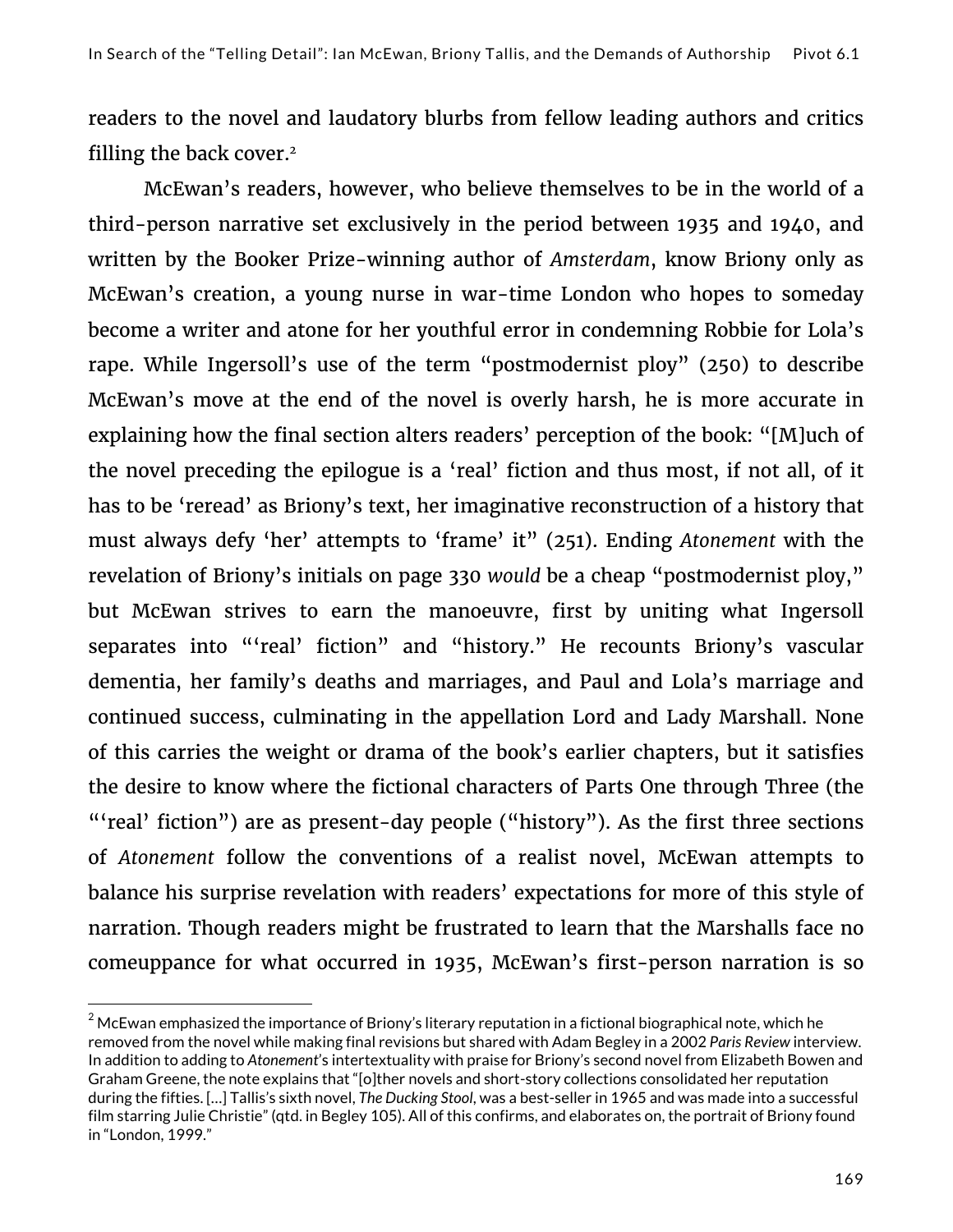readers to the novel and laudatory blurbs from fellow leading authors and critics filling the back cover.[2]

McEwan's readers, however, who believe themselves to be in the world of a third-person narrative set exclusively in the period between 1935 and 1940, and written by the Booker Prize-winning author of *Amsterdam*, know Briony only as McEwan's creation, a young nurse in war-time London who hopes to someday become a writer and atone for her youthful error in condemning Robbie for Lola's rape. While Ingersoll's use of the term "postmodernist ploy" (250) to describe McEwan's move at the end of the novel is overly harsh, he is more accurate in explaining how the final section alters readers' perception of the book: "[M]uch of the novel preceding the epilogue is a 'real' fiction and thus most, if not all, of it has to be 'reread' as Briony's text, her imaginative reconstruction of a history that must always defy 'her' attempts to 'frame' it" (251). Ending *Atonement* with the revelation of Briony's initials on page 330 *would* be a cheap "postmodernist ploy," but McEwan strives to earn the manoeuvre, first by uniting what Ingersoll separates into "'real' fiction" and "history." He recounts Briony's vascular dementia, her family's deaths and marriages, and Paul and Lola's marriage and continued success, culminating in the appellation Lord and Lady Marshall. None of this carries the weight or drama of the book's earlier chapters, but it satisfies the desire to know where the fictional characters of Parts One through Three (the "'real' fiction") are as present-day people ("history"). As the first three sections of *Atonement* follow the conventions of a realist novel, McEwan attempts to balance his surprise revelation with readers' expectations for more of this style of narration. Though readers might be frustrated to learn that the Marshalls face no comeuppance for what occurred in 1935, McEwan's first-person narration is so

[2] McEwan emphasized the importance of Briony's literary reputation in a fictional biographical note, which he removed from the novel while making final revisions but shared with Adam Begley in a 2002 *Paris Review* interview. In addition to adding to *Atonement*'s intertextuality with praise for Briony's second novel from Elizabeth Bowen and Graham Greene, the note explains that "[o]ther novels and short-story collections consolidated her reputation during the fifties. [...] Tallis's sixth novel, *The Ducking Stool*, was a best-seller in 1965 and was made into a successful film starring Julie Christie" (qtd. in Begley 105). All of this confirms, and elaborates on, the portrait of Briony found in "London, 1999."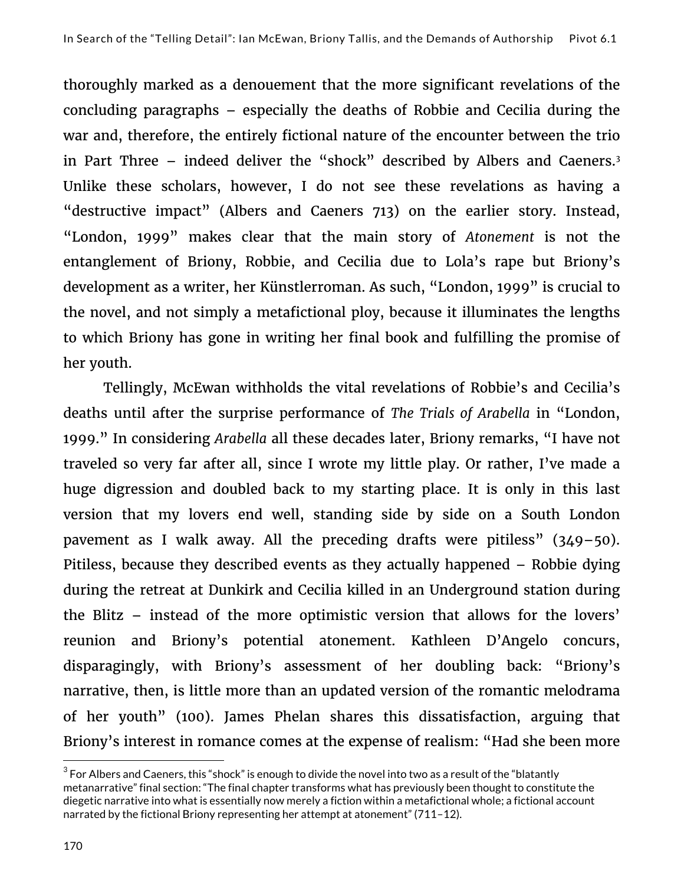thoroughly marked as a denouement that the more significant revelations of the concluding paragraphs – especially the deaths of Robbie and Cecilia during the war and, therefore, the entirely fictional nature of the encounter between the trio in Part Three – indeed deliver the "shock" described by Albers and Caeners.[3] Unlike these scholars, however, I do not see these revelations as having a "destructive impact" (Albers and Caeners 713) on the earlier story. Instead, "London, 1999" makes clear that the main story of *Atonement* is not the entanglement of Briony, Robbie, and Cecilia due to Lola's rape but Briony's development as a writer, her Künstlerroman. As such, "London, 1999" is crucial to the novel, and not simply a metafictional ploy, because it illuminates the lengths to which Briony has gone in writing her final book and fulfilling the promise of her youth.

Tellingly, McEwan withholds the vital revelations of Robbie's and Cecilia's deaths until after the surprise performance of *The Trials of Arabella* in "London, 1999." In considering *Arabella* all these decades later, Briony remarks, "I have not traveled so very far after all, since I wrote my little play. Or rather, I've made a huge digression and doubled back to my starting place. It is only in this last version that my lovers end well, standing side by side on a South London pavement as I walk away. All the preceding drafts were pitiless" (349–50). Pitiless, because they described events as they actually happened – Robbie dying during the retreat at Dunkirk and Cecilia killed in an Underground station during the Blitz – instead of the more optimistic version that allows for the lovers' reunion and Briony's potential atonement. Kathleen D'Angelo concurs, disparagingly, with Briony's assessment of her doubling back: "Briony's narrative, then, is little more than an updated version of the romantic melodrama of her youth" (100). James Phelan shares this dissatisfaction, arguing that Briony's interest in romance comes at the expense of realism: "Had she been more

[3] For Albers and Caeners, this "shock" is enough to divide the novel into two as a result of the "blatantly metanarrative" final section: "The final chapter transforms what has previously been thought to constitute the diegetic narrative into what is essentially now merely a fiction within a metafictional whole; a fictional account narrated by the fictional Briony representing her attempt at atonement" (711–12).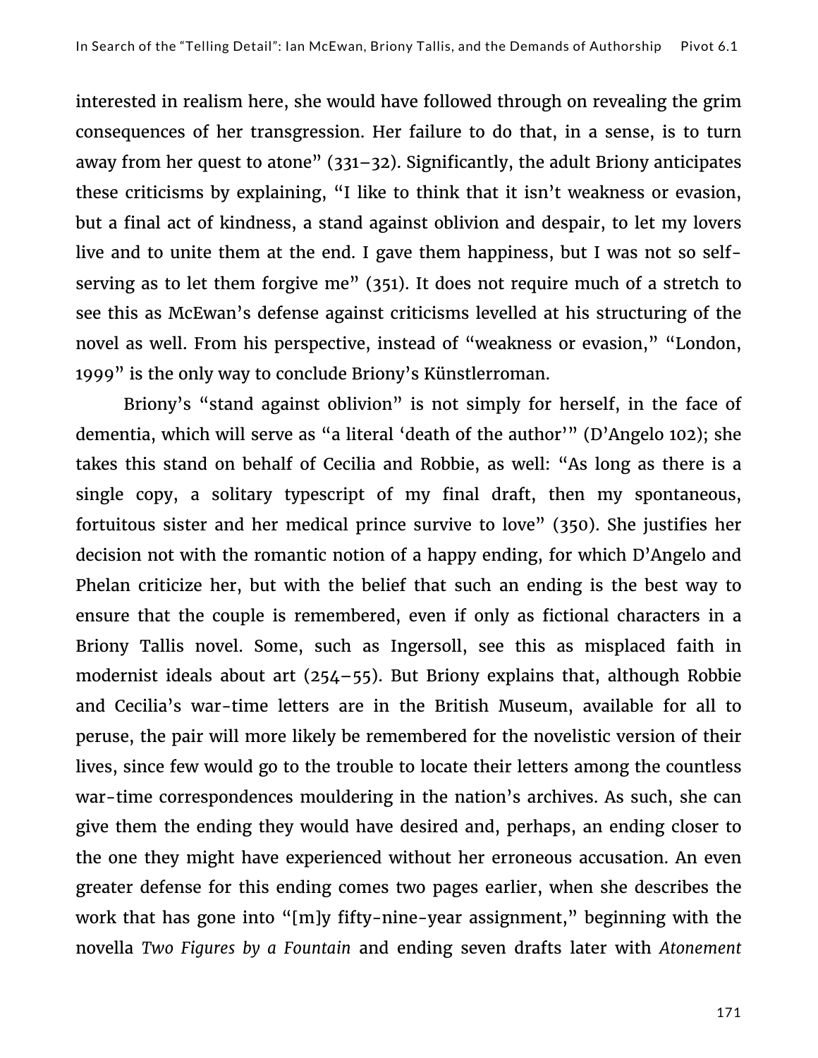interested in realism here, she would have followed through on revealing the grim consequences of her transgression. Her failure to do that, in a sense, is to turn away from her quest to atone" (331–32). Significantly, the adult Briony anticipates these criticisms by explaining, "I like to think that it isn't weakness or evasion, but a final act of kindness, a stand against oblivion and despair, to let my lovers live and to unite them at the end. I gave them happiness, but I was not so self-serving as to let them forgive me" (351). It does not require much of a stretch to see this as McEwan's defense against criticisms levelled at his structuring of the novel as well. From his perspective, instead of "weakness or evasion," "London, 1999" is the only way to conclude Briony's Künstlerroman.

Briony's "stand against oblivion" is not simply for herself, in the face of dementia, which will serve as "a literal 'death of the author'" (D'Angelo 102); she takes this stand on behalf of Cecilia and Robbie, as well: "As long as there is a single copy, a solitary typescript of my final draft, then my spontaneous, fortuitous sister and her medical prince survive to love" (350). She justifies her decision not with the romantic notion of a happy ending, for which D'Angelo and Phelan criticize her, but with the belief that such an ending is the best way to ensure that the couple is remembered, even if only as fictional characters in a Briony Tallis novel. Some, such as Ingersoll, see this as misplaced faith in modernist ideals about art (254–55). But Briony explains that, although Robbie and Cecilia's war-time letters are in the British Museum, available for all to peruse, the pair will more likely be remembered for the novelistic version of their lives, since few would go to the trouble to locate their letters among the countless war-time correspondences mouldering in the nation's archives. As such, she can give them the ending they would have desired and, perhaps, an ending closer to the one they might have experienced without her erroneous accusation. An even greater defense for this ending comes two pages earlier, when she describes the work that has gone into "[m]y fifty-nine-year assignment," beginning with the novella *Two Figures by a Fountain* and ending seven drafts later with *Atonement*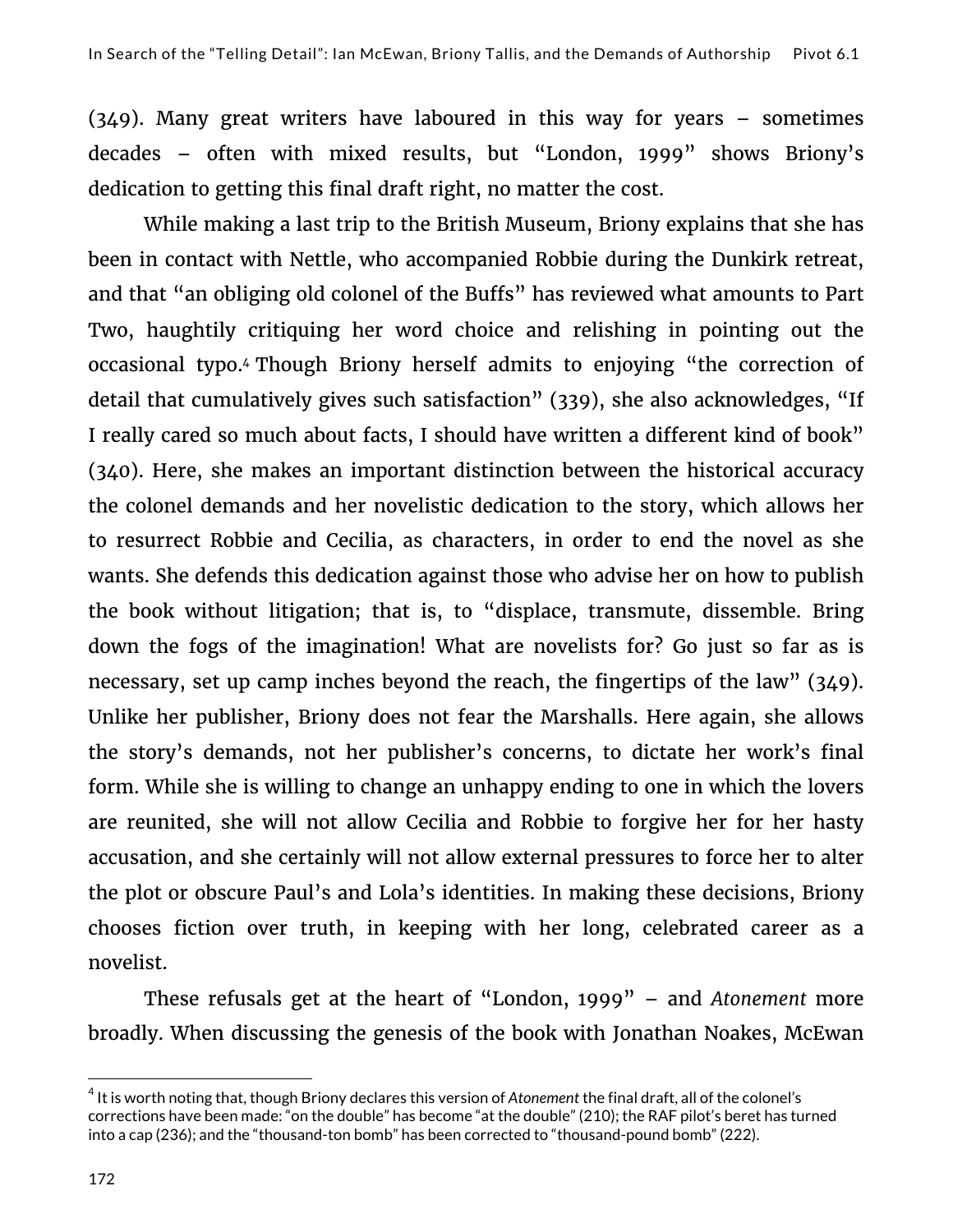(349). Many great writers have laboured in this way for years – sometimes decades – often with mixed results, but "London, 1999" shows Briony's dedication to getting this final draft right, no matter the cost.

While making a last trip to the British Museum, Briony explains that she has been in contact with Nettle, who accompanied Robbie during the Dunkirk retreat, and that "an obliging old colonel of the Buffs" has reviewed what amounts to Part Two, haughtily critiquing her word choice and relishing in pointing out the occasional typo.[4] Though Briony herself admits to enjoying "the correction of detail that cumulatively gives such satisfaction" (339), she also acknowledges, "If I really cared so much about facts, I should have written a different kind of book" (340). Here, she makes an important distinction between the historical accuracy the colonel demands and her novelistic dedication to the story, which allows her to resurrect Robbie and Cecilia, as characters, in order to end the novel as she wants. She defends this dedication against those who advise her on how to publish the book without litigation; that is, to "displace, transmute, dissemble. Bring down the fogs of the imagination! What are novelists for? Go just so far as is necessary, set up camp inches beyond the reach, the fingertips of the law" (349). Unlike her publisher, Briony does not fear the Marshalls. Here again, she allows the story's demands, not her publisher's concerns, to dictate her work's final form. While she is willing to change an unhappy ending to one in which the lovers are reunited, she will not allow Cecilia and Robbie to forgive her for her hasty accusation, and she certainly will not allow external pressures to force her to alter the plot or obscure Paul's and Lola's identities. In making these decisions, Briony chooses fiction over truth, in keeping with her long, celebrated career as a novelist.

These refusals get at the heart of "London, 1999" – and *Atonement* more broadly. When discussing the genesis of the book with Jonathan Noakes, McEwan

---

[4] It is worth noting that, though Briony declares this version of *Atonement* the final draft, all of the colonel's corrections have been made: "on the double" has become "at the double" (210); the RAF pilot's beret has turned into a cap (236); and the "thousand-ton bomb" has been corrected to "thousand-pound bomb" (222).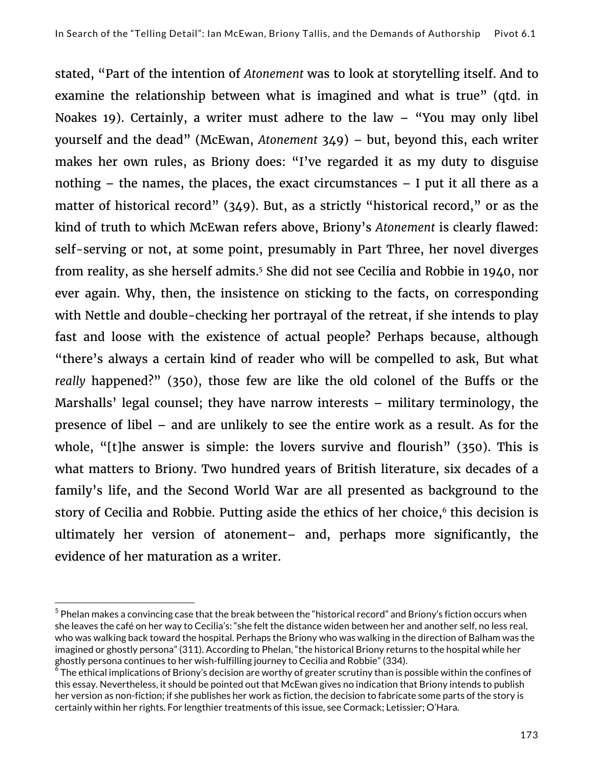stated, “Part of the intention of *Atonement* was to look at storytelling itself. And to examine the relationship between what is imagined and what is true” (qtd. in Noakes 19). Certainly, a writer must adhere to the law – “You may only libel yourself and the dead” (McEwan, *Atonement* 349) – but, beyond this, each writer makes her own rules, as Briony does: “I’ve regarded it as my duty to disguise nothing – the names, the places, the exact circumstances – I put it all there as a matter of historical record” (349). But, as a strictly “historical record,” or as the kind of truth to which McEwan refers above, Briony’s *Atonement* is clearly flawed: self-serving or not, at some point, presumably in Part Three, her novel diverges from reality, as she herself admits.[5] She did not see Cecilia and Robbie in 1940, nor ever again. Why, then, the insistence on sticking to the facts, on corresponding with Nettle and double-checking her portrayal of the retreat, if she intends to play fast and loose with the existence of actual people? Perhaps because, although “there’s always a certain kind of reader who will be compelled to ask, But what *really* happened?” (350), those few are like the old colonel of the Buffs or the Marshalls’ legal counsel; they have narrow interests – military terminology, the presence of libel – and are unlikely to see the entire work as a result. As for the whole, “[t]he answer is simple: the lovers survive and flourish” (350). This is what matters to Briony. Two hundred years of British literature, six decades of a family’s life, and the Second World War are all presented as background to the story of Cecilia and Robbie. Putting aside the ethics of her choice,[6] this decision is ultimately her version of atonement– and, perhaps more significantly, the evidence of her maturation as a writer.

---

[5] Phelan makes a convincing case that the break between the “historical record” and Briony’s fiction occurs when she leaves the café on her way to Cecilia’s: “she felt the distance widen between her and another self, no less real, who was walking back toward the hospital. Perhaps the Briony who was walking in the direction of Balham was the imagined or ghostly persona” (311). According to Phelan, “the historical Briony returns to the hospital while her ghostly persona continues to her wish-fulfilling journey to Cecilia and Robbie” (334).

[6] The ethical implications of Briony’s decision are worthy of greater scrutiny than is possible within the confines of this essay. Nevertheless, it should be pointed out that McEwan gives no indication that Briony intends to publish her version as non-fiction; if she publishes her work as fiction, the decision to fabricate some parts of the story is certainly within her rights. For lengthier treatments of this issue, see Cormack; Letissier; O’Hara.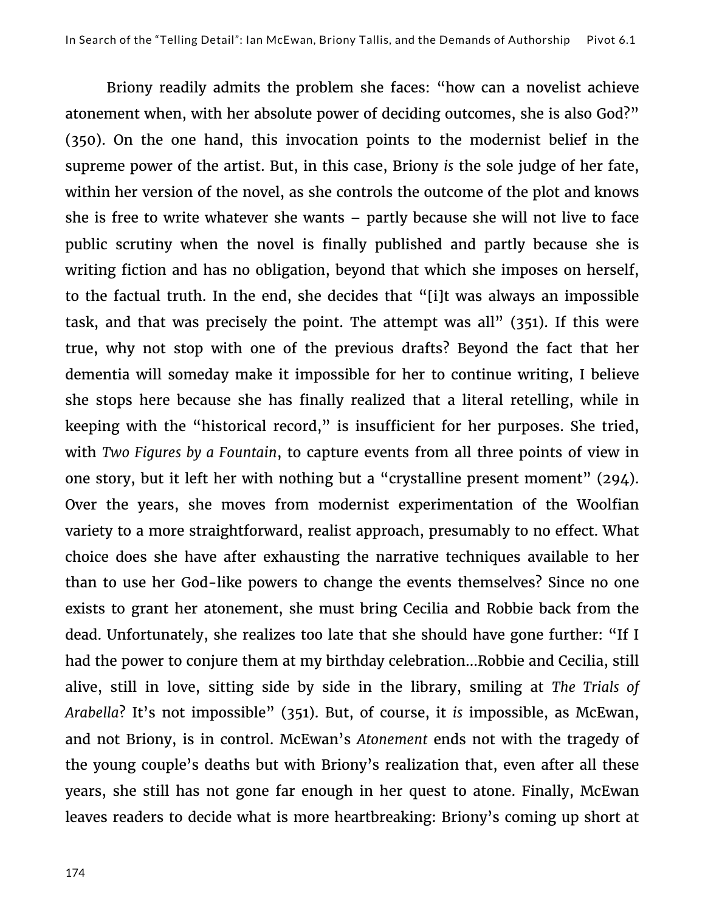Briony readily admits the problem she faces: "how can a novelist achieve atonement when, with her absolute power of deciding outcomes, she is also God?" (350). On the one hand, this invocation points to the modernist belief in the supreme power of the artist. But, in this case, Briony *is* the sole judge of her fate, within her version of the novel, as she controls the outcome of the plot and knows she is free to write whatever she wants – partly because she will not live to face public scrutiny when the novel is finally published and partly because she is writing fiction and has no obligation, beyond that which she imposes on herself, to the factual truth. In the end, she decides that "[i]t was always an impossible task, and that was precisely the point. The attempt was all" (351). If this were true, why not stop with one of the previous drafts? Beyond the fact that her dementia will someday make it impossible for her to continue writing, I believe she stops here because she has finally realized that a literal retelling, while in keeping with the "historical record," is insufficient for her purposes. She tried, with *Two Figures by a Fountain*, to capture events from all three points of view in one story, but it left her with nothing but a "crystalline present moment" (294). Over the years, she moves from modernist experimentation of the Woolfian variety to a more straightforward, realist approach, presumably to no effect. What choice does she have after exhausting the narrative techniques available to her than to use her God-like powers to change the events themselves? Since no one exists to grant her atonement, she must bring Cecilia and Robbie back from the dead. Unfortunately, she realizes too late that she should have gone further: "If I had the power to conjure them at my birthday celebration…Robbie and Cecilia, still alive, still in love, sitting side by side in the library, smiling at *The Trials of Arabella*? It's not impossible" (351). But, of course, it *is* impossible, as McEwan, and not Briony, is in control. McEwan's *Atonement* ends not with the tragedy of the young couple's deaths but with Briony's realization that, even after all these years, she still has not gone far enough in her quest to atone. Finally, McEwan leaves readers to decide what is more heartbreaking: Briony's coming up short at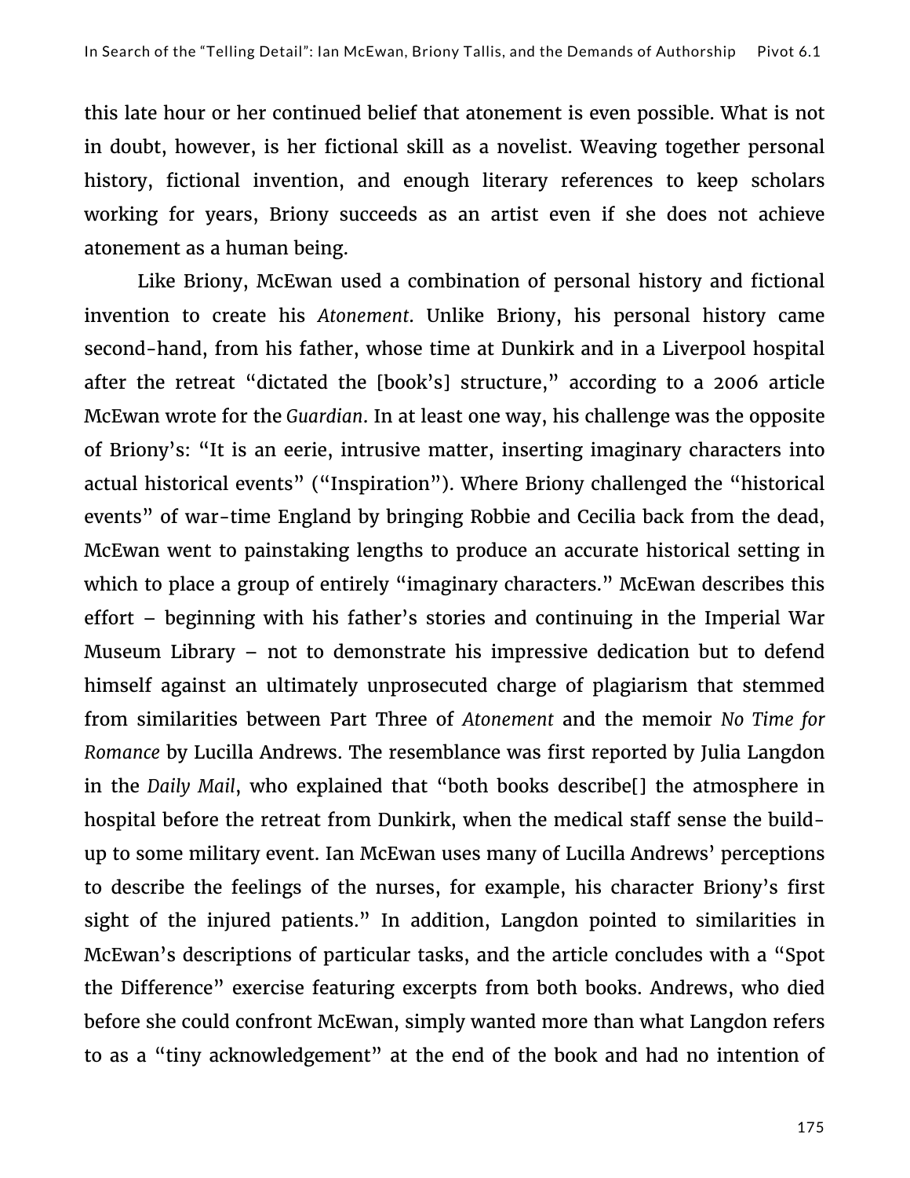this late hour or her continued belief that atonement is even possible. What is not in doubt, however, is her fictional skill as a novelist. Weaving together personal history, fictional invention, and enough literary references to keep scholars working for years, Briony succeeds as an artist even if she does not achieve atonement as a human being.

Like Briony, McEwan used a combination of personal history and fictional invention to create his *Atonement*. Unlike Briony, his personal history came second-hand, from his father, whose time at Dunkirk and in a Liverpool hospital after the retreat "dictated the [book's] structure," according to a 2006 article McEwan wrote for the *Guardian*. In at least one way, his challenge was the opposite of Briony's: "It is an eerie, intrusive matter, inserting imaginary characters into actual historical events" ("Inspiration"). Where Briony challenged the "historical events" of war-time England by bringing Robbie and Cecilia back from the dead, McEwan went to painstaking lengths to produce an accurate historical setting in which to place a group of entirely "imaginary characters." McEwan describes this effort – beginning with his father's stories and continuing in the Imperial War Museum Library – not to demonstrate his impressive dedication but to defend himself against an ultimately unprosecuted charge of plagiarism that stemmed from similarities between Part Three of *Atonement* and the memoir *No Time for Romance* by Lucilla Andrews. The resemblance was first reported by Julia Langdon in the *Daily Mail*, who explained that "both books describe[] the atmosphere in hospital before the retreat from Dunkirk, when the medical staff sense the build-up to some military event. Ian McEwan uses many of Lucilla Andrews' perceptions to describe the feelings of the nurses, for example, his character Briony's first sight of the injured patients." In addition, Langdon pointed to similarities in McEwan's descriptions of particular tasks, and the article concludes with a "Spot the Difference" exercise featuring excerpts from both books. Andrews, who died before she could confront McEwan, simply wanted more than what Langdon refers to as a "tiny acknowledgement" at the end of the book and had no intention of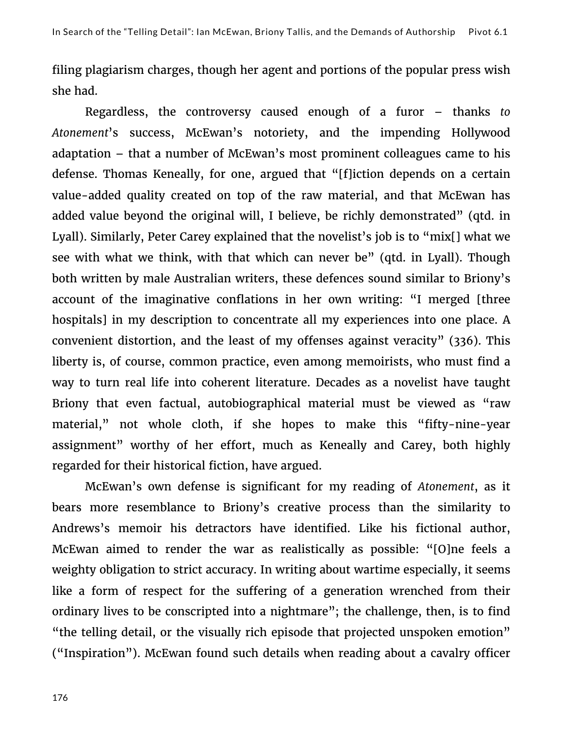filing plagiarism charges, though her agent and portions of the popular press wish she had.

Regardless, the controversy caused enough of a furor – thanks *to Atonement*'s success, McEwan's notoriety, and the impending Hollywood adaptation – that a number of McEwan's most prominent colleagues came to his defense. Thomas Keneally, for one, argued that "[f]iction depends on a certain value-added quality created on top of the raw material, and that McEwan has added value beyond the original will, I believe, be richly demonstrated" (qtd. in Lyall). Similarly, Peter Carey explained that the novelist's job is to "mix[] what we see with what we think, with that which can never be" (qtd. in Lyall). Though both written by male Australian writers, these defences sound similar to Briony's account of the imaginative conflations in her own writing: "I merged [three hospitals] in my description to concentrate all my experiences into one place. A convenient distortion, and the least of my offenses against veracity" (336). This liberty is, of course, common practice, even among memoirists, who must find a way to turn real life into coherent literature. Decades as a novelist have taught Briony that even factual, autobiographical material must be viewed as "raw material," not whole cloth, if she hopes to make this "fifty-nine-year assignment" worthy of her effort, much as Keneally and Carey, both highly regarded for their historical fiction, have argued.

McEwan's own defense is significant for my reading of *Atonement*, as it bears more resemblance to Briony's creative process than the similarity to Andrews's memoir his detractors have identified. Like his fictional author, McEwan aimed to render the war as realistically as possible: "[O]ne feels a weighty obligation to strict accuracy. In writing about wartime especially, it seems like a form of respect for the suffering of a generation wrenched from their ordinary lives to be conscripted into a nightmare"; the challenge, then, is to find "the telling detail, or the visually rich episode that projected unspoken emotion" ("Inspiration"). McEwan found such details when reading about a cavalry officer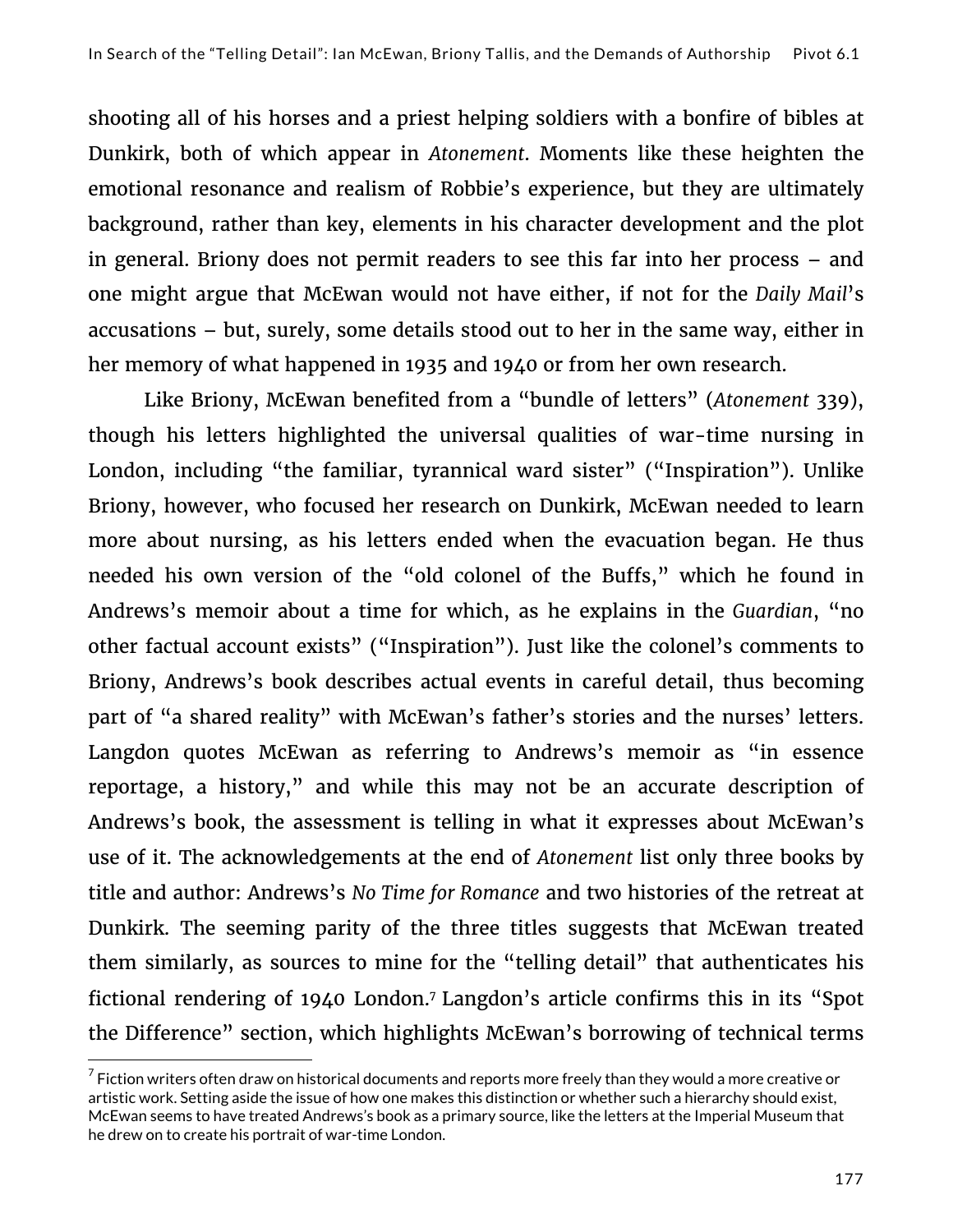shooting all of his horses and a priest helping soldiers with a bonfire of bibles at Dunkirk, both of which appear in *Atonement*. Moments like these heighten the emotional resonance and realism of Robbie's experience, but they are ultimately background, rather than key, elements in his character development and the plot in general. Briony does not permit readers to see this far into her process – and one might argue that McEwan would not have either, if not for the *Daily Mail*'s accusations – but, surely, some details stood out to her in the same way, either in her memory of what happened in 1935 and 1940 or from her own research.

Like Briony, McEwan benefited from a "bundle of letters" (*Atonement* 339), though his letters highlighted the universal qualities of war-time nursing in London, including "the familiar, tyrannical ward sister" ("Inspiration"). Unlike Briony, however, who focused her research on Dunkirk, McEwan needed to learn more about nursing, as his letters ended when the evacuation began. He thus needed his own version of the "old colonel of the Buffs," which he found in Andrews's memoir about a time for which, as he explains in the *Guardian*, "no other factual account exists" ("Inspiration"). Just like the colonel's comments to Briony, Andrews's book describes actual events in careful detail, thus becoming part of "a shared reality" with McEwan's father's stories and the nurses' letters. Langdon quotes McEwan as referring to Andrews's memoir as "in essence reportage, a history," and while this may not be an accurate description of Andrews's book, the assessment is telling in what it expresses about McEwan's use of it. The acknowledgements at the end of *Atonement* list only three books by title and author: Andrews's *No Time for Romance* and two histories of the retreat at Dunkirk. The seeming parity of the three titles suggests that McEwan treated them similarly, as sources to mine for the "telling detail" that authenticates his fictional rendering of 1940 London.[7] Langdon's article confirms this in its "Spot the Difference" section, which highlights McEwan's borrowing of technical terms

[7] Fiction writers often draw on historical documents and reports more freely than they would a more creative or artistic work. Setting aside the issue of how one makes this distinction or whether such a hierarchy should exist, McEwan seems to have treated Andrews's book as a primary source, like the letters at the Imperial Museum that he drew on to create his portrait of war-time London.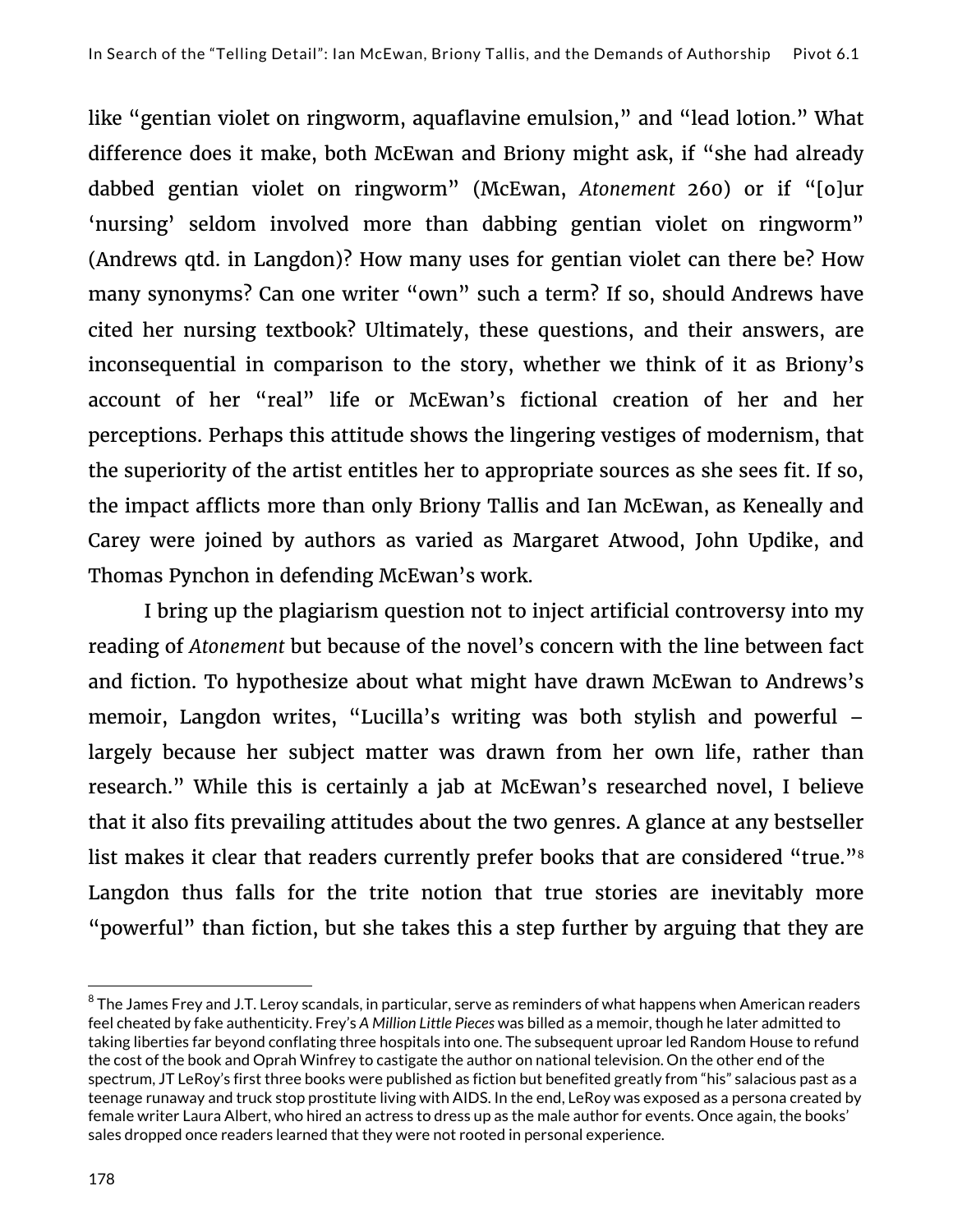like "gentian violet on ringworm, aquaflavine emulsion," and "lead lotion." What difference does it make, both McEwan and Briony might ask, if "she had already dabbed gentian violet on ringworm" (McEwan, *Atonement* 260) or if "[o]ur 'nursing' seldom involved more than dabbing gentian violet on ringworm" (Andrews qtd. in Langdon)? How many uses for gentian violet can there be? How many synonyms? Can one writer "own" such a term? If so, should Andrews have cited her nursing textbook? Ultimately, these questions, and their answers, are inconsequential in comparison to the story, whether we think of it as Briony's account of her "real" life or McEwan's fictional creation of her and her perceptions. Perhaps this attitude shows the lingering vestiges of modernism, that the superiority of the artist entitles her to appropriate sources as she sees fit. If so, the impact afflicts more than only Briony Tallis and Ian McEwan, as Keneally and Carey were joined by authors as varied as Margaret Atwood, John Updike, and Thomas Pynchon in defending McEwan's work.

I bring up the plagiarism question not to inject artificial controversy into my reading of *Atonement* but because of the novel's concern with the line between fact and fiction. To hypothesize about what might have drawn McEwan to Andrews's memoir, Langdon writes, "Lucilla's writing was both stylish and powerful – largely because her subject matter was drawn from her own life, rather than research." While this is certainly a jab at McEwan's researched novel, I believe that it also fits prevailing attitudes about the two genres. A glance at any bestseller list makes it clear that readers currently prefer books that are considered "true."[8] Langdon thus falls for the trite notion that true stories are inevitably more "powerful" than fiction, but she takes this a step further by arguing that they are

[8] The James Frey and J.T. Leroy scandals, in particular, serve as reminders of what happens when American readers feel cheated by fake authenticity. Frey's *A Million Little Pieces* was billed as a memoir, though he later admitted to taking liberties far beyond conflating three hospitals into one. The subsequent uproar led Random House to refund the cost of the book and Oprah Winfrey to castigate the author on national television. On the other end of the spectrum, JT LeRoy's first three books were published as fiction but benefited greatly from "his" salacious past as a teenage runaway and truck stop prostitute living with AIDS. In the end, LeRoy was exposed as a persona created by female writer Laura Albert, who hired an actress to dress up as the male author for events. Once again, the books' sales dropped once readers learned that they were not rooted in personal experience.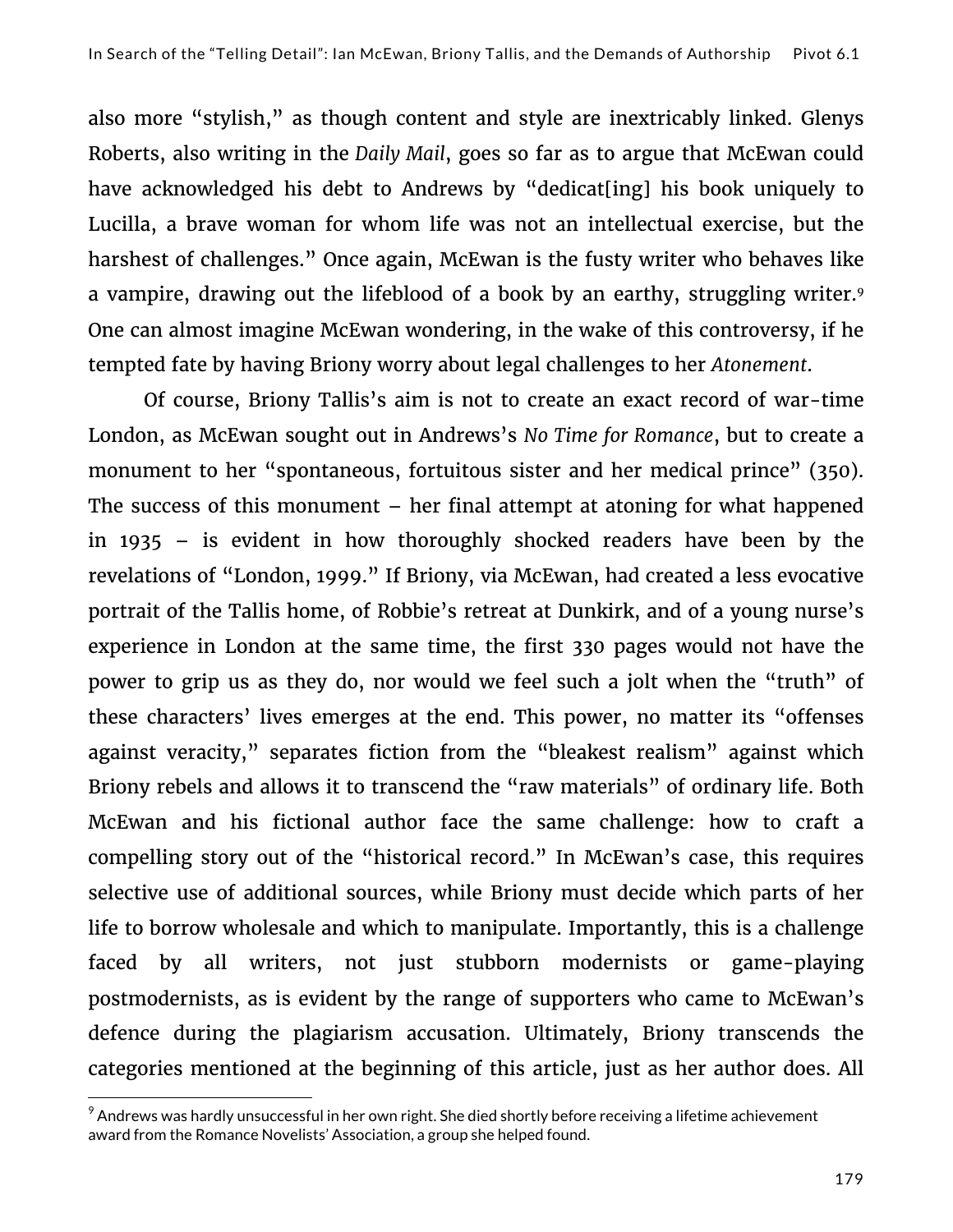also more "stylish," as though content and style are inextricably linked. Glenys Roberts, also writing in the *Daily Mail*, goes so far as to argue that McEwan could have acknowledged his debt to Andrews by "dedicat[ing] his book uniquely to Lucilla, a brave woman for whom life was not an intellectual exercise, but the harshest of challenges." Once again, McEwan is the fusty writer who behaves like a vampire, drawing out the lifeblood of a book by an earthy, struggling writer.[9] One can almost imagine McEwan wondering, in the wake of this controversy, if he tempted fate by having Briony worry about legal challenges to her *Atonement*.

Of course, Briony Tallis's aim is not to create an exact record of war-time London, as McEwan sought out in Andrews's *No Time for Romance*, but to create a monument to her "spontaneous, fortuitous sister and her medical prince" (350). The success of this monument – her final attempt at atoning for what happened in 1935 – is evident in how thoroughly shocked readers have been by the revelations of "London, 1999." If Briony, via McEwan, had created a less evocative portrait of the Tallis home, of Robbie's retreat at Dunkirk, and of a young nurse's experience in London at the same time, the first 330 pages would not have the power to grip us as they do, nor would we feel such a jolt when the "truth" of these characters' lives emerges at the end. This power, no matter its "offenses against veracity," separates fiction from the "bleakest realism" against which Briony rebels and allows it to transcend the "raw materials" of ordinary life. Both McEwan and his fictional author face the same challenge: how to craft a compelling story out of the "historical record." In McEwan's case, this requires selective use of additional sources, while Briony must decide which parts of her life to borrow wholesale and which to manipulate. Importantly, this is a challenge faced by all writers, not just stubborn modernists or game-playing postmodernists, as is evident by the range of supporters who came to McEwan's defence during the plagiarism accusation. Ultimately, Briony transcends the categories mentioned at the beginning of this article, just as her author does. All

[9] Andrews was hardly unsuccessful in her own right. She died shortly before receiving a lifetime achievement award from the Romance Novelists' Association, a group she helped found.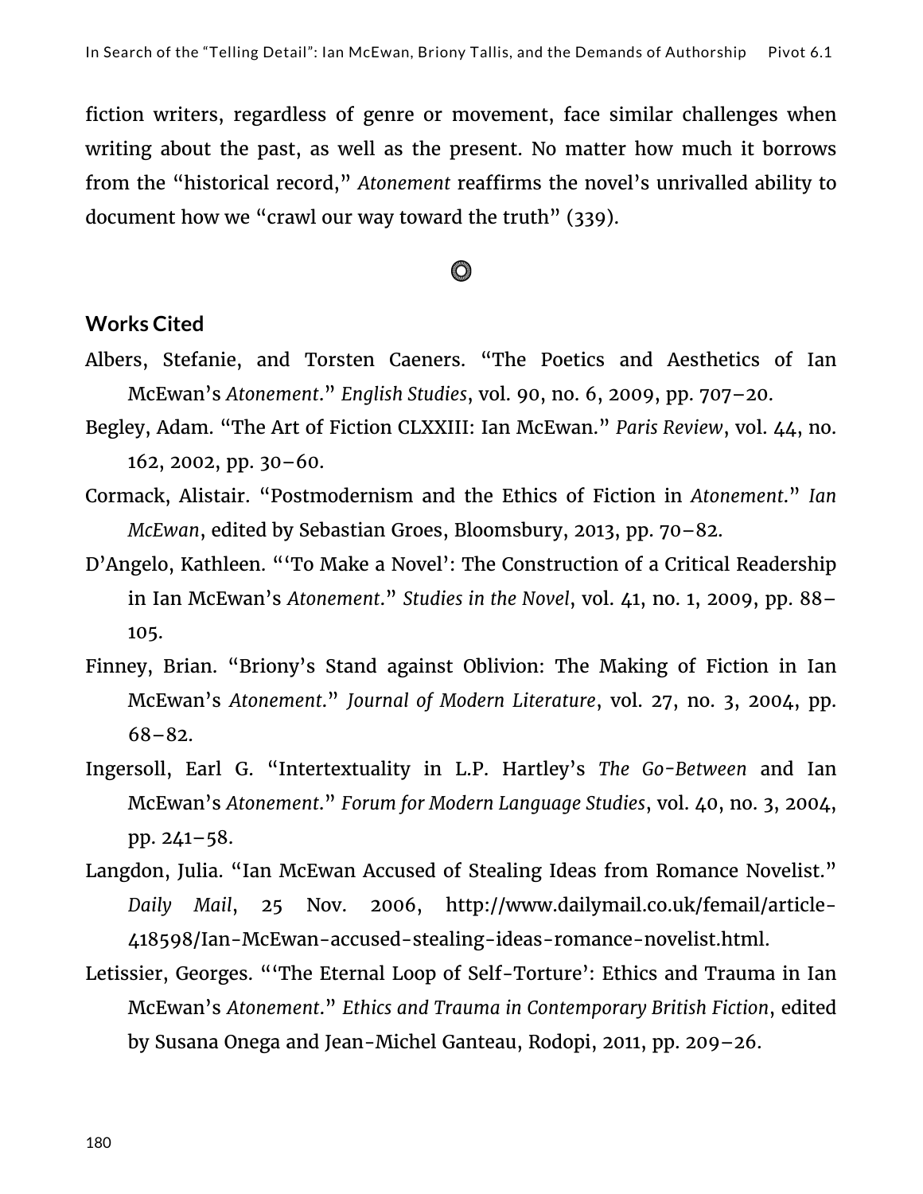fiction writers, regardless of genre or movement, face similar challenges when writing about the past, as well as the present. No matter how much it borrows from the "historical record," *Atonement* reaffirms the novel's unrivalled ability to document how we "crawl our way toward the truth" (339).

## Works Cited

Albers, Stefanie, and Torsten Caeners. "The Poetics and Aesthetics of Ian McEwan's *Atonement*." *English Studies*, vol. 90, no. 6, 2009, pp. 707–20.

Begley, Adam. "The Art of Fiction CLXXIII: Ian McEwan." *Paris Review*, vol. 44, no. 162, 2002, pp. 30–60.

Cormack, Alistair. "Postmodernism and the Ethics of Fiction in *Atonement*." *Ian McEwan*, edited by Sebastian Groes, Bloomsbury, 2013, pp. 70–82.

D'Angelo, Kathleen. "'To Make a Novel': The Construction of a Critical Readership in Ian McEwan's *Atonement*." *Studies in the Novel*, vol. 41, no. 1, 2009, pp. 88–105.

Finney, Brian. "Briony's Stand against Oblivion: The Making of Fiction in Ian McEwan's *Atonement*." *Journal of Modern Literature*, vol. 27, no. 3, 2004, pp. 68–82.

Ingersoll, Earl G. "Intertextuality in L.P. Hartley's *The Go-Between* and Ian McEwan's *Atonement*." *Forum for Modern Language Studies*, vol. 40, no. 3, 2004, pp. 241–58.

Langdon, Julia. "Ian McEwan Accused of Stealing Ideas from Romance Novelist." *Daily Mail*, 25 Nov. 2006, http://www.dailymail.co.uk/femail/article-418598/Ian-McEwan-accused-stealing-ideas-romance-novelist.html.

Letissier, Georges. "'The Eternal Loop of Self-Torture': Ethics and Trauma in Ian McEwan's *Atonement*." *Ethics and Trauma in Contemporary British Fiction*, edited by Susana Onega and Jean-Michel Ganteau, Rodopi, 2011, pp. 209–26.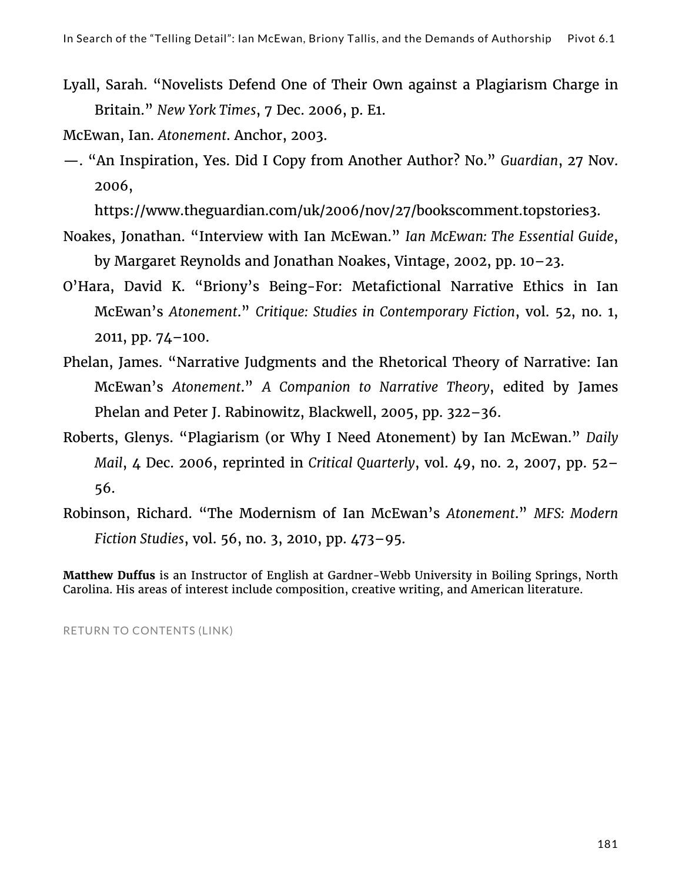Lyall, Sarah. “Novelists Defend One of Their Own against a Plagiarism Charge in Britain.” *New York Times*, 7 Dec. 2006, p. E1.

McEwan, Ian. *Atonement*. Anchor, 2003.

—. “An Inspiration, Yes. Did I Copy from Another Author? No.” *Guardian*, 27 Nov. 2006, https://www.theguardian.com/uk/2006/nov/27/bookscomment.topstories3.

Noakes, Jonathan. “Interview with Ian McEwan.” *Ian McEwan: The Essential Guide*, by Margaret Reynolds and Jonathan Noakes, Vintage, 2002, pp. 10–23.

O’Hara, David K. “Briony’s Being-For: Metafictional Narrative Ethics in Ian McEwan’s *Atonement*.” *Critique: Studies in Contemporary Fiction*, vol. 52, no. 1, 2011, pp. 74–100.

Phelan, James. “Narrative Judgments and the Rhetorical Theory of Narrative: Ian McEwan’s *Atonement*.” *A Companion to Narrative Theory*, edited by James Phelan and Peter J. Rabinowitz, Blackwell, 2005, pp. 322–36.

Roberts, Glenys. “Plagiarism (or Why I Need Atonement) by Ian McEwan.” *Daily Mail*, 4 Dec. 2006, reprinted in *Critical Quarterly*, vol. 49, no. 2, 2007, pp. 52–56.

Robinson, Richard. “The Modernism of Ian McEwan’s *Atonement*.” *MFS: Modern Fiction Studies*, vol. 56, no. 3, 2010, pp. 473–95.

**Matthew Duffus** is an Instructor of English at Gardner-Webb University in Boiling Springs, North Carolina. His areas of interest include composition, creative writing, and American literature.

RETURN TO CONTENTS (LINK)